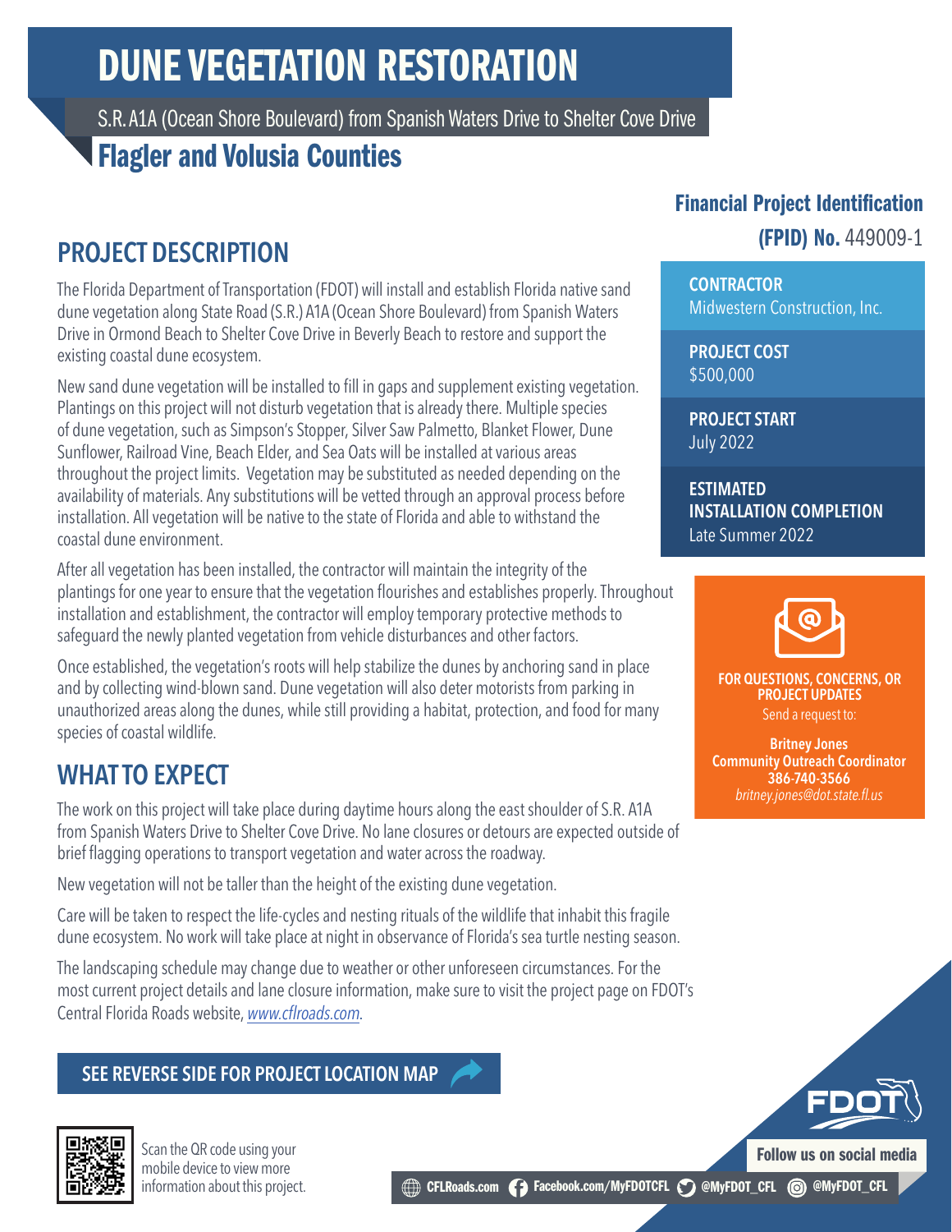# DUNE VEGETATION RESTORATION

S.R. A1A (Ocean Shore Boulevard) from Spanish Waters Drive to Shelter Cove Drive

## Flagler and Volusia Counties

**Financial Project Identification (FPID) No.** 449009-1

**CONTRACTOR**
Midwestern Construction, Inc.

**PROJECT COST**
$500,000

**PROJECT START**
July 2022

**ESTIMATED INSTALLATION COMPLETION**
Late Summer 2022

## PROJECT DESCRIPTION

The Florida Department of Transportation (FDOT) will install and establish Florida native sand dune vegetation along State Road (S.R.) A1A (Ocean Shore Boulevard) from Spanish Waters Drive in Ormond Beach to Shelter Cove Drive in Beverly Beach to restore and support the existing coastal dune ecosystem.

New sand dune vegetation will be installed to fill in gaps and supplement existing vegetation. Plantings on this project will not disturb vegetation that is already there. Multiple species of dune vegetation, such as Simpson's Stopper, Silver Saw Palmetto, Blanket Flower, Dune Sunflower, Railroad Vine, Beach Elder, and Sea Oats will be installed at various areas throughout the project limits. Vegetation may be substituted as needed depending on the availability of materials. Any substitutions will be vetted through an approval process before installation. All vegetation will be native to the state of Florida and able to withstand the coastal dune environment.

After all vegetation has been installed, the contractor will maintain the integrity of the plantings for one year to ensure that the vegetation flourishes and establishes properly. Throughout installation and establishment, the contractor will employ temporary protective methods to safeguard the newly planted vegetation from vehicle disturbances and other factors.

Once established, the vegetation's roots will help stabilize the dunes by anchoring sand in place and by collecting wind-blown sand. Dune vegetation will also deter motorists from parking in unauthorized areas along the dunes, while still providing a habitat, protection, and food for many species of coastal wildlife.

## WHAT TO EXPECT

The work on this project will take place during daytime hours along the east shoulder of S.R. A1A from Spanish Waters Drive to Shelter Cove Drive. No lane closures or detours are expected outside of brief flagging operations to transport vegetation and water across the roadway.

New vegetation will not be taller than the height of the existing dune vegetation.

Care will be taken to respect the life-cycles and nesting rituals of the wildlife that inhabit this fragile dune ecosystem. No work will take place at night in observance of Florida's sea turtle nesting season.

The landscaping schedule may change due to weather or other unforeseen circumstances. For the most current project details and lane closure information, make sure to visit the project page on FDOT's Central Florida Roads website, *www.cflroads.com*.

**FOR QUESTIONS, CONCERNS, OR PROJECT UPDATES**
Send a request to:

**Britney Jones**
**Community Outreach Coordinator**
**386-740-3566**
*britney.jones@dot.state.fl.us*

**SEE REVERSE SIDE FOR PROJECT LOCATION MAP**

Scan the QR code using your mobile device to view more information about this project.

**Follow us on social media**

CFLRoads.com | Facebook.com/MyFDOTCFL | @MyFDOT_CFL | @MyFDOT_CFL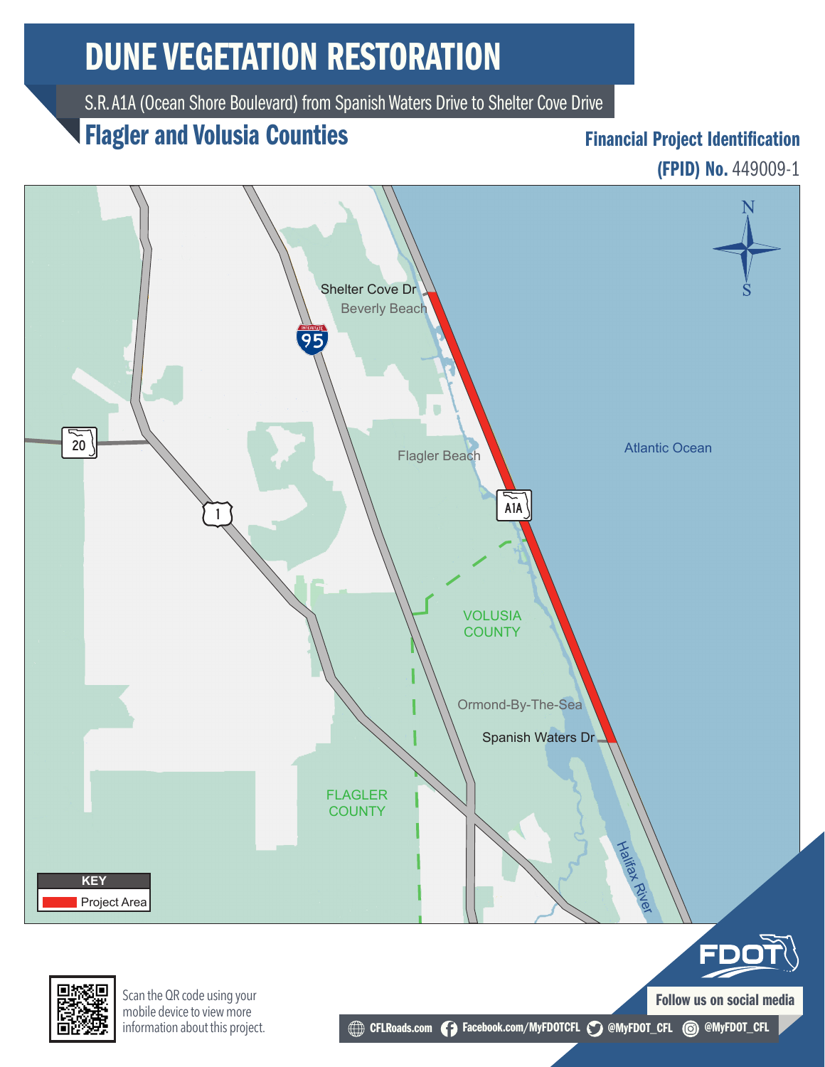# DUNE VEGETATION RESTORATION

S.R. A1A (Ocean Shore Boulevard) from Spanish Waters Drive to Shelter Cove Drive

## Flagler and Volusia Counties

**Financial Project Identification (FPID) No.** 449009-1

N
S

Shelter Cove Dr
Beverly Beach
95
20
Flagler Beach
Atlantic Ocean
A1A
1
VOLUSIA COUNTY
Ormond-By-The-Sea
Spanish Waters Dr
FLAGLER COUNTY
Halifax River

KEY
Project Area

Scan the QR code using your mobile device to view more information about this project.

FDOT

Follow us on social media

CFLRoads.com Facebook.com/MyFDOTCFL @MyFDOT_CFL @MyFDOT_CFL